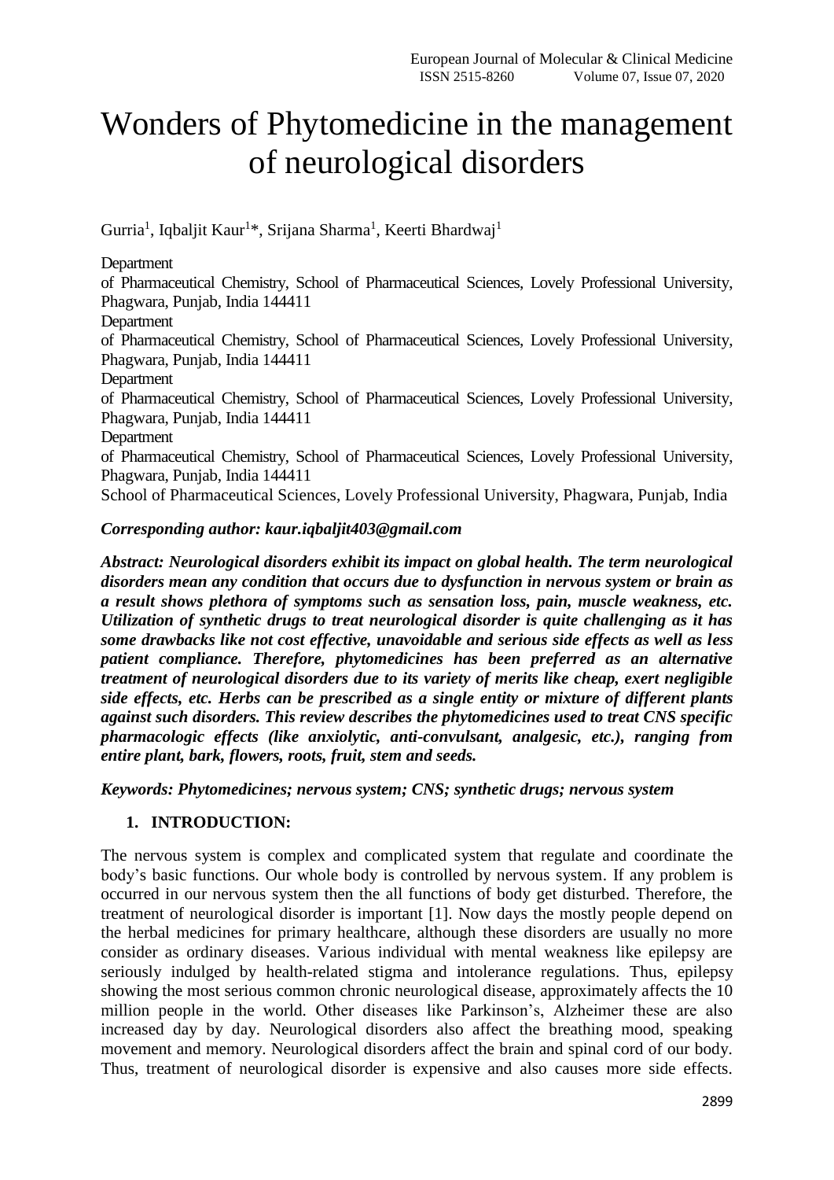# Wonders of Phytomedicine in the management of neurological disorders

Gurria[1], Iqbaljit Kaur[1]*, Srijana Sharma[1], Keerti Bhardwaj[1]

Department
of Pharmaceutical Chemistry, School of Pharmaceutical Sciences, Lovely Professional University, Phagwara, Punjab, India 144411
Department
of Pharmaceutical Chemistry, School of Pharmaceutical Sciences, Lovely Professional University, Phagwara, Punjab, India 144411
Department
of Pharmaceutical Chemistry, School of Pharmaceutical Sciences, Lovely Professional University, Phagwara, Punjab, India 144411
Department
of Pharmaceutical Chemistry, School of Pharmaceutical Sciences, Lovely Professional University, Phagwara, Punjab, India 144411
School of Pharmaceutical Sciences, Lovely Professional University, Phagwara, Punjab, India

***Corresponding author: kaur.iqbaljit403@gmail.com***

***Abstract: Neurological disorders exhibit its impact on global health. The term neurological disorders mean any condition that occurs due to dysfunction in nervous system or brain as a result shows plethora of symptoms such as sensation loss, pain, muscle weakness, etc. Utilization of synthetic drugs to treat neurological disorder is quite challenging as it has some drawbacks like not cost effective, unavoidable and serious side effects as well as less patient compliance. Therefore, phytomedicines has been preferred as an alternative treatment of neurological disorders due to its variety of merits like cheap, exert negligible side effects, etc. Herbs can be prescribed as a single entity or mixture of different plants against such disorders. This review describes the phytomedicines used to treat CNS specific pharmacologic effects (like anxiolytic, anti-convulsant, analgesic, etc.), ranging from entire plant, bark, flowers, roots, fruit, stem and seeds.***

***Keywords: Phytomedicines; nervous system; CNS; synthetic drugs; nervous system***

## 1. INTRODUCTION:

The nervous system is complex and complicated system that regulate and coordinate the body's basic functions. Our whole body is controlled by nervous system. If any problem is occurred in our nervous system then the all functions of body get disturbed. Therefore, the treatment of neurological disorder is important [1]. Now days the mostly people depend on the herbal medicines for primary healthcare, although these disorders are usually no more consider as ordinary diseases. Various individual with mental weakness like epilepsy are seriously indulged by health-related stigma and intolerance regulations. Thus, epilepsy showing the most serious common chronic neurological disease, approximately affects the 10 million people in the world. Other diseases like Parkinson's, Alzheimer these are also increased day by day. Neurological disorders also affect the breathing mood, speaking movement and memory. Neurological disorders affect the brain and spinal cord of our body. Thus, treatment of neurological disorder is expensive and also causes more side effects.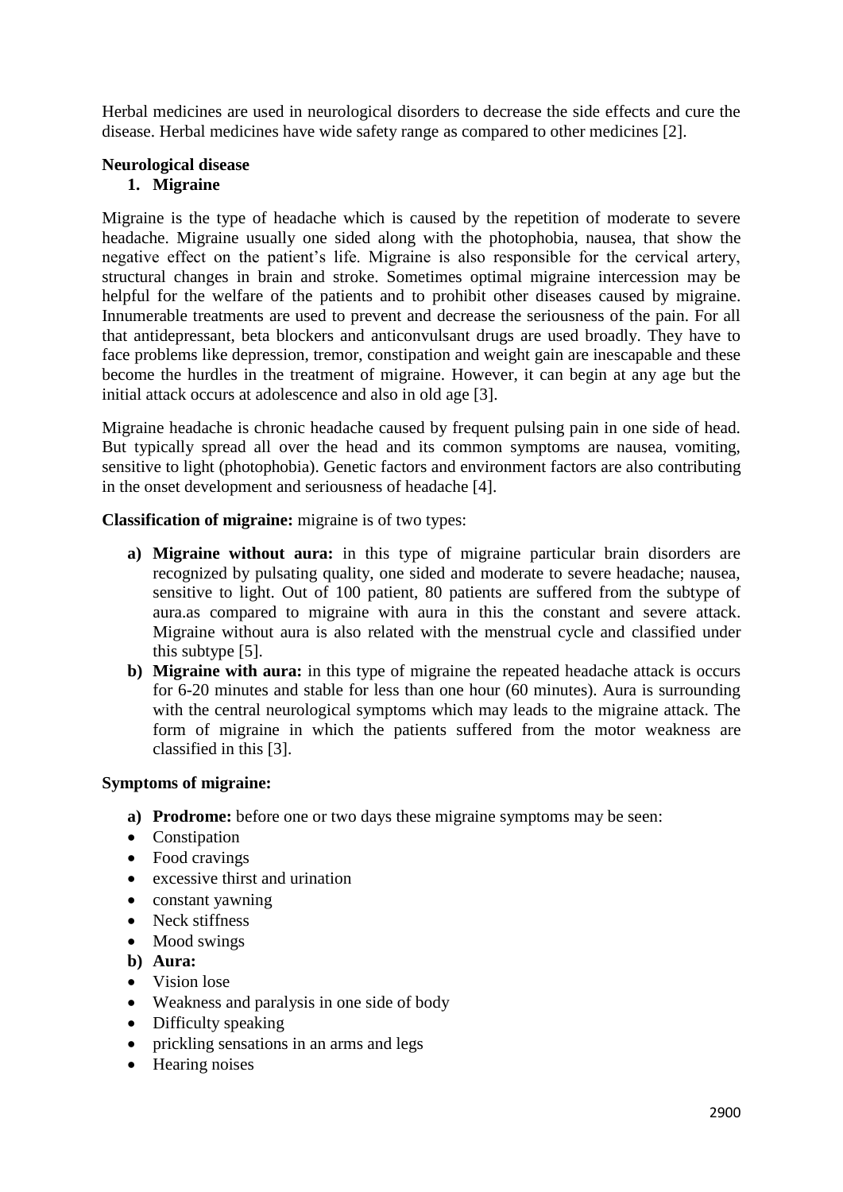Herbal medicines are used in neurological disorders to decrease the side effects and cure the disease. Herbal medicines have wide safety range as compared to other medicines [2].

**Neurological disease**

1. **Migraine**

Migraine is the type of headache which is caused by the repetition of moderate to severe headache. Migraine usually one sided along with the photophobia, nausea, that show the negative effect on the patient's life. Migraine is also responsible for the cervical artery, structural changes in brain and stroke. Sometimes optimal migraine intercession may be helpful for the welfare of the patients and to prohibit other diseases caused by migraine. Innumerable treatments are used to prevent and decrease the seriousness of the pain. For all that antidepressant, beta blockers and anticonvulsant drugs are used broadly. They have to face problems like depression, tremor, constipation and weight gain are inescapable and these become the hurdles in the treatment of migraine. However, it can begin at any age but the initial attack occurs at adolescence and also in old age [3].

Migraine headache is chronic headache caused by frequent pulsing pain in one side of head. But typically spread all over the head and its common symptoms are nausea, vomiting, sensitive to light (photophobia). Genetic factors and environment factors are also contributing in the onset development and seriousness of headache [4].

**Classification of migraine:** migraine is of two types:

a) **Migraine without aura:** in this type of migraine particular brain disorders are recognized by pulsating quality, one sided and moderate to severe headache; nausea, sensitive to light. Out of 100 patient, 80 patients are suffered from the subtype of aura.as compared to migraine with aura in this the constant and severe attack. Migraine without aura is also related with the menstrual cycle and classified under this subtype [5].
b) **Migraine with aura:** in this type of migraine the repeated headache attack is occurs for 6-20 minutes and stable for less than one hour (60 minutes). Aura is surrounding with the central neurological symptoms which may leads to the migraine attack. The form of migraine in which the patients suffered from the motor weakness are classified in this [3].

**Symptoms of migraine:**

a) **Prodrome:** before one or two days these migraine symptoms may be seen:

- Constipation
- Food cravings
- excessive thirst and urination
- constant yawning
- Neck stiffness
- Mood swings

b) **Aura:**

- Vision lose
- Weakness and paralysis in one side of body
- Difficulty speaking
- prickling sensations in an arms and legs
- Hearing noises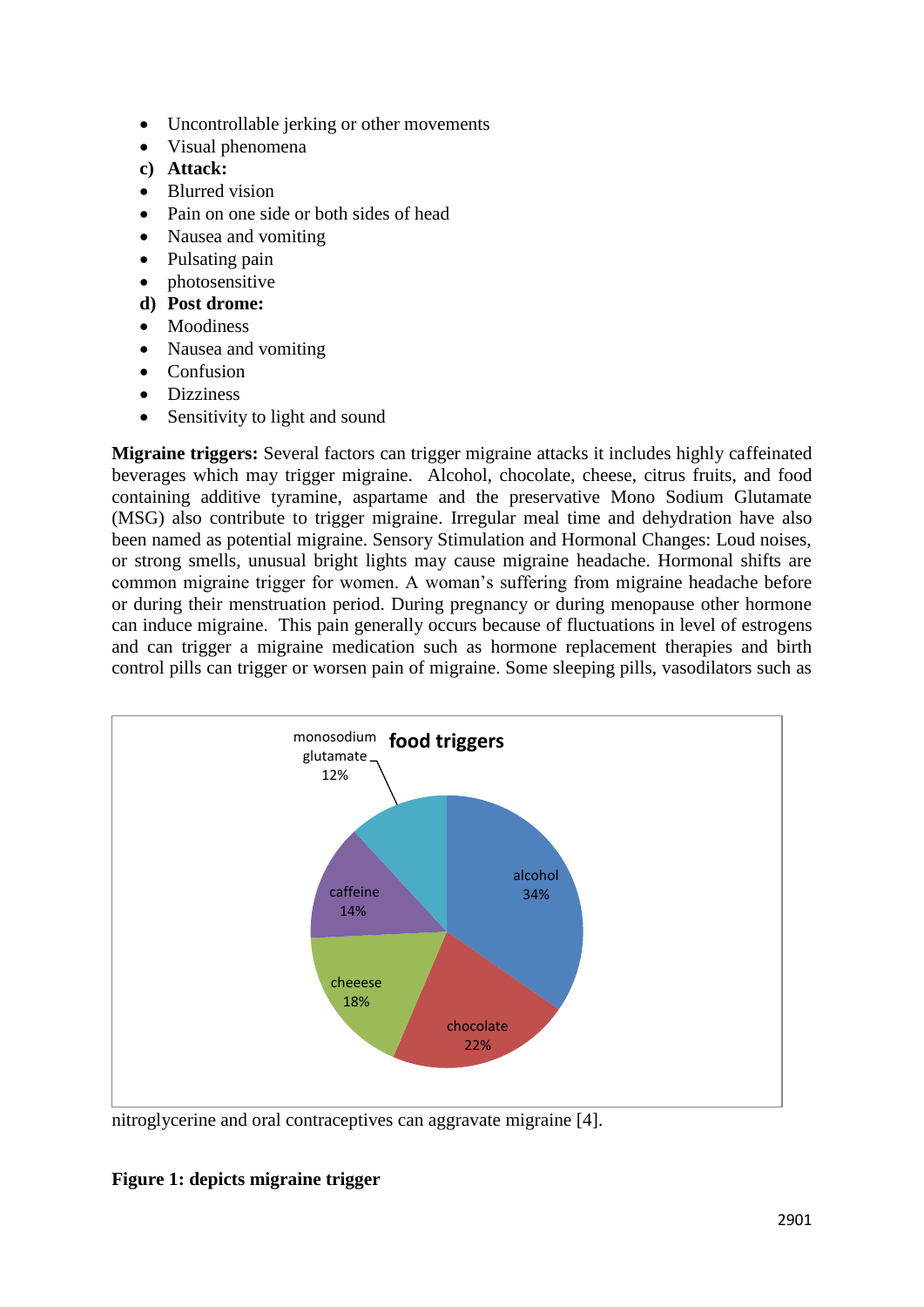- Uncontrollable jerking or other movements
- Visual phenomena

**c) Attack:**

- Blurred vision
- Pain on one side or both sides of head
- Nausea and vomiting
- Pulsating pain
- photosensitive

**d) Post drome:**

- Moodiness
- Nausea and vomiting
- Confusion
- Dizziness
- Sensitivity to light and sound

**Migraine triggers:** Several factors can trigger migraine attacks it includes highly caffeinated beverages which may trigger migraine. Alcohol, chocolate, cheese, citrus fruits, and food containing additive tyramine, aspartame and the preservative Mono Sodium Glutamate (MSG) also contribute to trigger migraine. Irregular meal time and dehydration have also been named as potential migraine. Sensory Stimulation and Hormonal Changes: Loud noises, or strong smells, unusual bright lights may cause migraine headache. Hormonal shifts are common migraine trigger for women. A woman's suffering from migraine headache before or during their menstruation period. During pregnancy or during menopause other hormone can induce migraine. This pain generally occurs because of fluctuations in level of estrogens and can trigger a migraine medication such as hormone replacement therapies and birth control pills can trigger or worsen pain of migraine. Some sleeping pills, vasodilators such as nitroglycerine and oral contraceptives can aggravate migraine [4].

**food triggers**

| Food trigger | Percentage |
|---|---|
| alcohol | 34% |
| chocolate | 22% |
| cheeese | 18% |
| caffeine | 14% |
| monosodium glutamate | 12% |

**Figure 1: depicts migraine trigger**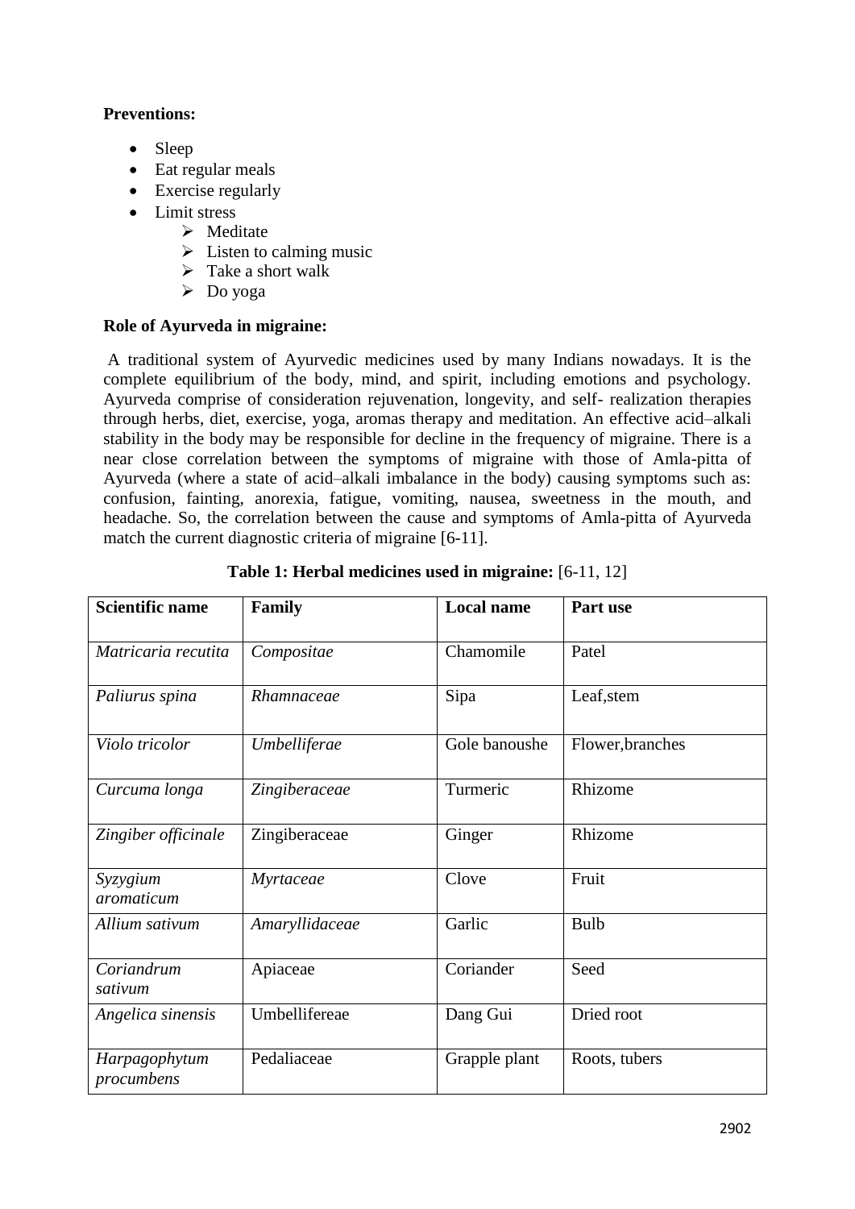**Preventions:**

- Sleep
- Eat regular meals
- Exercise regularly
- Limit stress
  - Meditate
  - Listen to calming music
  - Take a short walk
  - Do yoga

**Role of Ayurveda in migraine:**

A traditional system of Ayurvedic medicines used by many Indians nowadays. It is the complete equilibrium of the body, mind, and spirit, including emotions and psychology. Ayurveda comprise of consideration rejuvenation, longevity, and self- realization therapies through herbs, diet, exercise, yoga, aromas therapy and meditation. An effective acid–alkali stability in the body may be responsible for decline in the frequency of migraine. There is a near close correlation between the symptoms of migraine with those of Amla-pitta of Ayurveda (where a state of acid–alkali imbalance in the body) causing symptoms such as: confusion, fainting, anorexia, fatigue, vomiting, nausea, sweetness in the mouth, and headache. So, the correlation between the cause and symptoms of Amla-pitta of Ayurveda match the current diagnostic criteria of migraine [6-11].

**Table 1: Herbal medicines used in migraine:** [6-11, 12]

| Scientific name | Family | Local name | Part use |
|---|---|---|---|
| *Matricaria recutita* | *Compositae* | Chamomile | Patel |
| *Paliurus spina* | *Rhamnaceae* | Sipa | Leaf,stem |
| *Violo tricolor* | *Umbelliferae* | Gole banoushe | Flower,branches |
| *Curcuma longa* | *Zingiberaceae* | Turmeric | Rhizome |
| *Zingiber officinale* | Zingiberaceae | Ginger | Rhizome |
| *Syzygium aromaticum* | *Myrtaceae* | Clove | Fruit |
| *Allium sativum* | *Amaryllidaceae* | Garlic | Bulb |
| *Coriandrum sativum* | Apiaceae | Coriander | Seed |
| *Angelica sinensis* | Umbellifereae | Dang Gui | Dried root |
| *Harpagophytum procumbens* | Pedaliaceae | Grapple plant | Roots, tubers |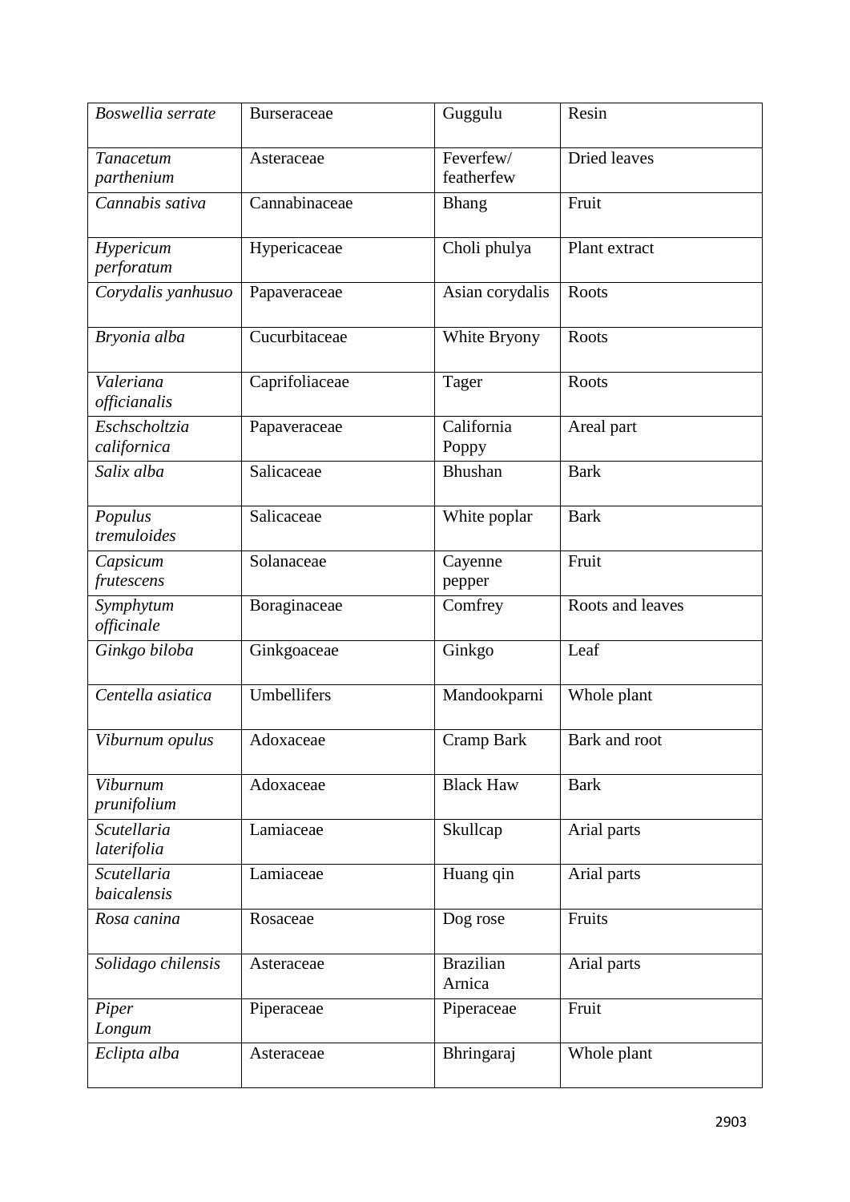| *Boswellia serrate* | Burseraceae | Guggulu | Resin |
|---|---|---|---|
| *Tanacetum parthenium* | Asteraceae | Feverfew/ featherfew | Dried leaves |
| *Cannabis sativa* | Cannabinaceae | Bhang | Fruit |
| *Hypericum perforatum* | Hypericaceae | Choli phulya | Plant extract |
| *Corydalis yanhusuo* | Papaveraceae | Asian corydalis | Roots |
| *Bryonia alba* | Cucurbitaceae | White Bryony | Roots |
| *Valeriana officianalis* | Caprifoliaceae | Tager | Roots |
| *Eschscholtzia californica* | Papaveraceae | California Poppy | Areal part |
| *Salix alba* | Salicaceae | Bhushan | Bark |
| *Populus tremuloides* | Salicaceae | White poplar | Bark |
| *Capsicum frutescens* | Solanaceae | Cayenne pepper | Fruit |
| *Symphytum officinale* | Boraginaceae | Comfrey | Roots and leaves |
| *Ginkgo biloba* | Ginkgoaceae | Ginkgo | Leaf |
| *Centella asiatica* | Umbellifers | Mandookparni | Whole plant |
| *Viburnum opulus* | Adoxaceae | Cramp Bark | Bark and root |
| *Viburnum prunifolium* | Adoxaceae | Black Haw | Bark |
| *Scutellaria laterifolia* | Lamiaceae | Skullcap | Arial parts |
| *Scutellaria baicalensis* | Lamiaceae | Huang qin | Arial parts |
| *Rosa canina* | Rosaceae | Dog rose | Fruits |
| *Solidago chilensis* | Asteraceae | Brazilian Arnica | Arial parts |
| *Piper Longum* | Piperaceae | Piperaceae | Fruit |
| *Eclipta alba* | Asteraceae | Bhringaraj | Whole plant |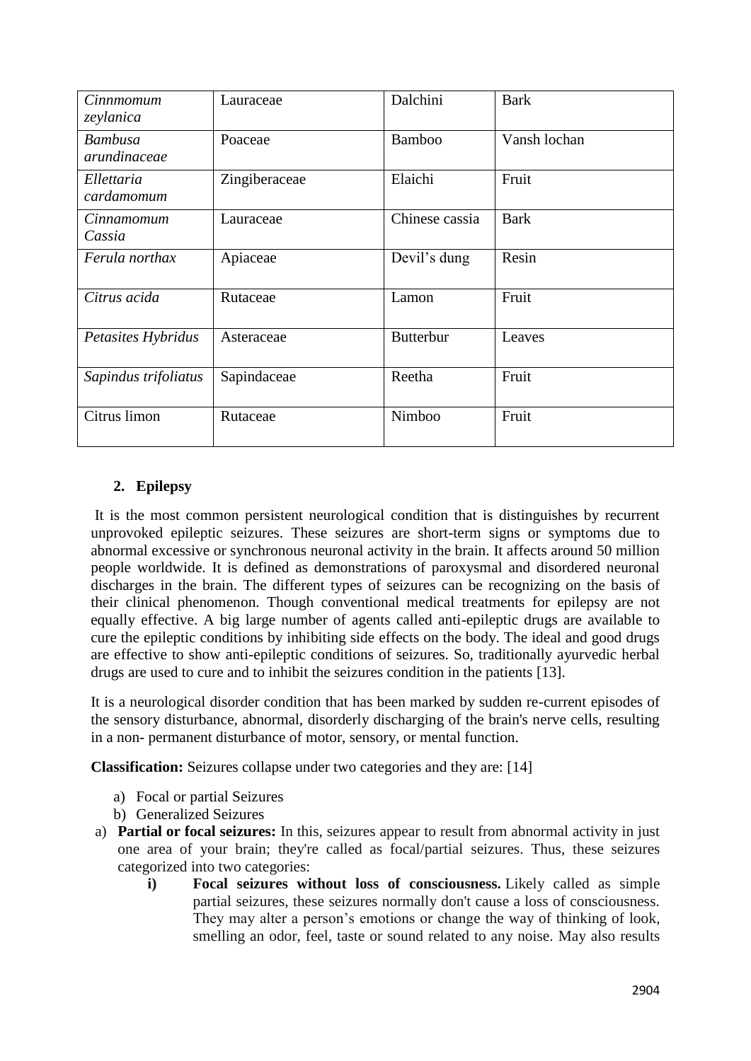| *Cinnmomum zeylanica* | Lauraceae | Dalchini | Bark |
|---|---|---|---|
| *Bambusa arundinaceae* | Poaceae | Bamboo | Vansh lochan |
| *Ellettaria cardamomum* | Zingiberaceae | Elaichi | Fruit |
| *Cinnamomum Cassia* | Lauraceae | Chinese cassia | Bark |
| *Ferula northax* | Apiaceae | Devil's dung | Resin |
| *Citrus acida* | Rutaceae | Lamon | Fruit |
| *Petasites Hybridus* | Asteraceae | Butterbur | Leaves |
| *Sapindus trifoliatus* | Sapindaceae | Reetha | Fruit |
| Citrus limon | Rutaceae | Nimboo | Fruit |

## 2. Epilepsy

It is the most common persistent neurological condition that is distinguishes by recurrent unprovoked epileptic seizures. These seizures are short-term signs or symptoms due to abnormal excessive or synchronous neuronal activity in the brain. It affects around 50 million people worldwide. It is defined as demonstrations of paroxysmal and disordered neuronal discharges in the brain. The different types of seizures can be recognizing on the basis of their clinical phenomenon. Though conventional medical treatments for epilepsy are not equally effective. A big large number of agents called anti-epileptic drugs are available to cure the epileptic conditions by inhibiting side effects on the body. The ideal and good drugs are effective to show anti-epileptic conditions of seizures. So, traditionally ayurvedic herbal drugs are used to cure and to inhibit the seizures condition in the patients [13].

It is a neurological disorder condition that has been marked by sudden re-current episodes of the sensory disturbance, abnormal, disorderly discharging of the brain's nerve cells, resulting in a non- permanent disturbance of motor, sensory, or mental function.

**Classification:** Seizures collapse under two categories and they are: [14]

a) Focal or partial Seizures
b) Generalized Seizures

a) **Partial or focal seizures:** In this, seizures appear to result from abnormal activity in just one area of your brain; they're called as focal/partial seizures. Thus, these seizures categorized into two categories:
   i) **Focal seizures without loss of consciousness.** Likely called as simple partial seizures, these seizures normally don't cause a loss of consciousness. They may alter a person's emotions or change the way of thinking of look, smelling an odor, feel, taste or sound related to any noise. May also results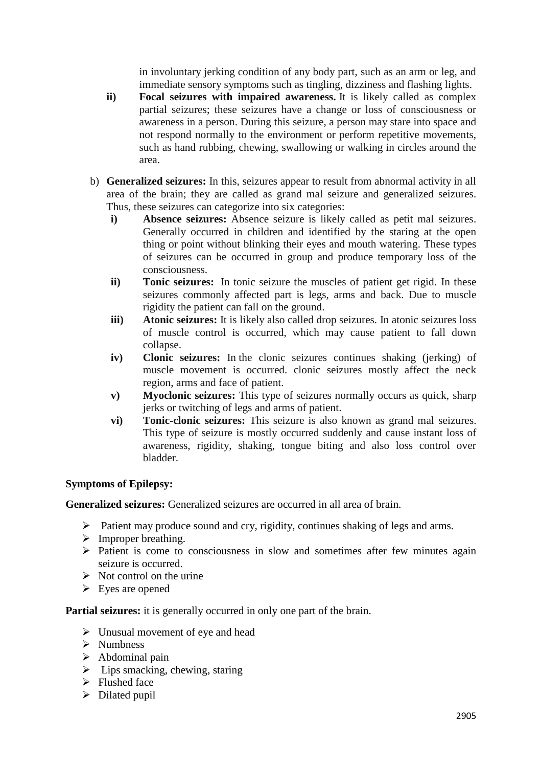in involuntary jerking condition of any body part, such as an arm or leg, and immediate sensory symptoms such as tingling, dizziness and flashing lights.

ii) **Focal seizures with impaired awareness.** It is likely called as complex partial seizures; these seizures have a change or loss of consciousness or awareness in a person. During this seizure, a person may stare into space and not respond normally to the environment or perform repetitive movements, such as hand rubbing, chewing, swallowing or walking in circles around the area.

b) **Generalized seizures:** In this, seizures appear to result from abnormal activity in all area of the brain; they are called as grand mal seizure and generalized seizures. Thus, these seizures can categorize into six categories:

i) **Absence seizures:** Absence seizure is likely called as petit mal seizures. Generally occurred in children and identified by the staring at the open thing or point without blinking their eyes and mouth watering. These types of seizures can be occurred in group and produce temporary loss of the consciousness.

ii) **Tonic seizures:** In tonic seizure the muscles of patient get rigid. In these seizures commonly affected part is legs, arms and back. Due to muscle rigidity the patient can fall on the ground.

iii) **Atonic seizures:** It is likely also called drop seizures. In atonic seizures loss of muscle control is occurred, which may cause patient to fall down collapse.

iv) **Clonic seizures:** In the clonic seizures continues shaking (jerking) of muscle movement is occurred. clonic seizures mostly affect the neck region, arms and face of patient.

v) **Myoclonic seizures:** This type of seizures normally occurs as quick, sharp jerks or twitching of legs and arms of patient.

vi) **Tonic-clonic seizures:** This seizure is also known as grand mal seizures. This type of seizure is mostly occurred suddenly and cause instant loss of awareness, rigidity, shaking, tongue biting and also loss control over bladder.

**Symptoms of Epilepsy:**

**Generalized seizures:** Generalized seizures are occurred in all area of brain.

- Patient may produce sound and cry, rigidity, continues shaking of legs and arms.
- Improper breathing.
- Patient is come to consciousness in slow and sometimes after few minutes again seizure is occurred.
- Not control on the urine
- Eyes are opened

**Partial seizures:** it is generally occurred in only one part of the brain.

- Unusual movement of eye and head
- Numbness
- Abdominal pain
- Lips smacking, chewing, staring
- Flushed face
- Dilated pupil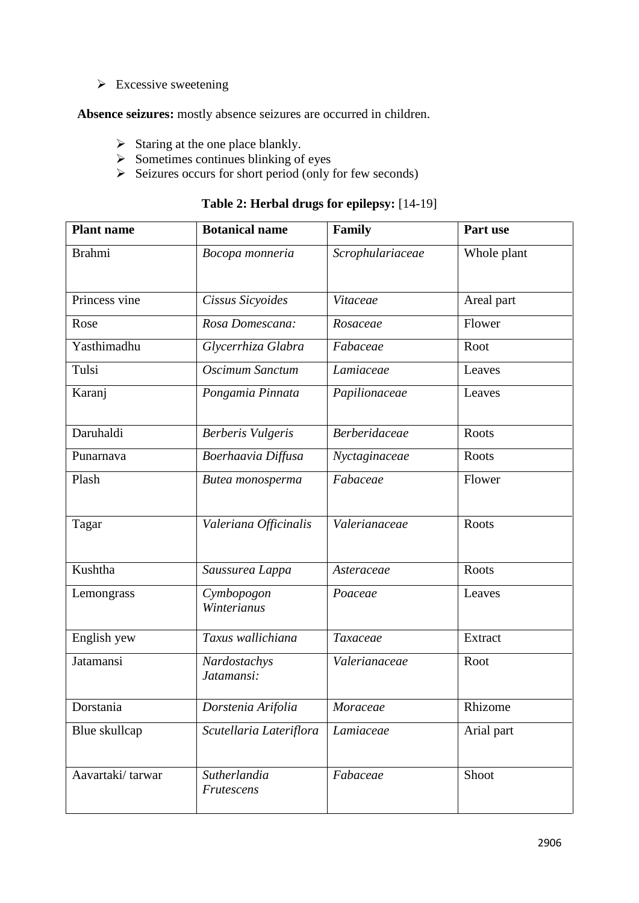- Excessive sweetening

**Absence seizures:** mostly absence seizures are occurred in children.

- Staring at the one place blankly.
- Sometimes continues blinking of eyes
- Seizures occurs for short period (only for few seconds)

**Table 2: Herbal drugs for epilepsy:** [14-19]

| Plant name | Botanical name | Family | Part use |
|---|---|---|---|
| Brahmi | *Bocopa monneria* | *Scrophulariaceae* | Whole plant |
| Princess vine | *Cissus Sicyoides* | *Vitaceae* | Areal part |
| Rose | *Rosa Domescana:* | *Rosaceae* | Flower |
| Yasthimadhu | *Glycerrhiza Glabra* | *Fabaceae* | Root |
| Tulsi | *Oscimum Sanctum* | *Lamiaceae* | Leaves |
| Karanj | *Pongamia Pinnata* | *Papilionaceae* | Leaves |
| Daruhaldi | *Berberis Vulgeris* | *Berberidaceae* | Roots |
| Punarnava | *Boerhaavia Diffusa* | *Nyctaginaceae* | Roots |
| Plash | *Butea monosperma* | *Fabaceae* | Flower |
| Tagar | *Valeriana Officinalis* | *Valerianaceae* | Roots |
| Kushtha | *Saussurea Lappa* | *Asteraceae* | Roots |
| Lemongrass | *Cymbopogon Winterianus* | *Poaceae* | Leaves |
| English yew | *Taxus wallichiana* | *Taxaceae* | Extract |
| Jatamansi | *Nardostachys Jatamansi:* | *Valerianaceae* | Root |
| Dorstania | *Dorstenia Arifolia* | *Moraceae* | Rhizome |
| Blue skullcap | *Scutellaria Lateriflora* | *Lamiaceae* | Arial part |
| Aavartaki/ tarwar | *Sutherlandia Frutescens* | *Fabaceae* | Shoot |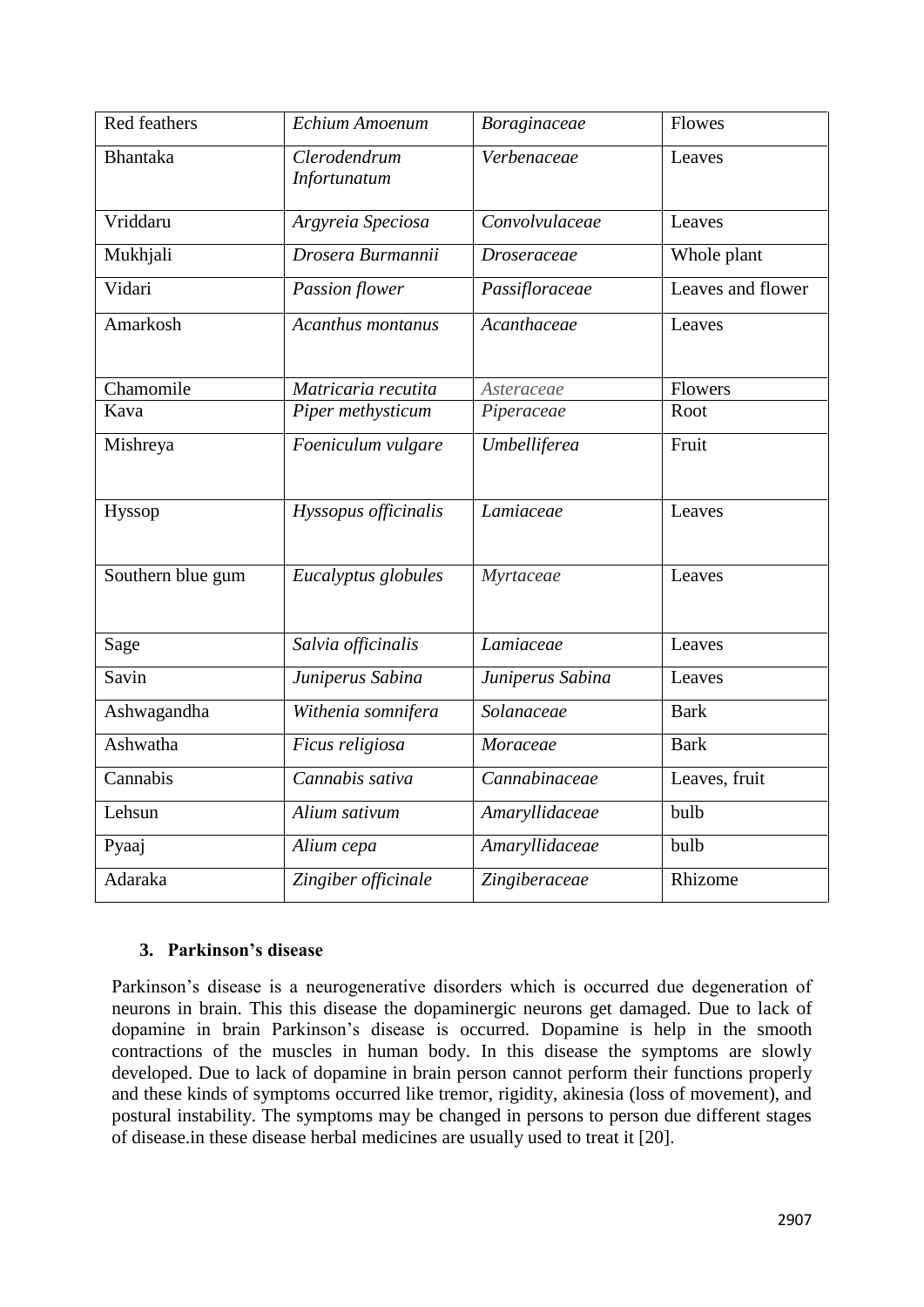| Red feathers | *Echium Amoenum* | *Boraginaceae* | Flowes |
|---|---|---|---|
| Bhantaka | *Clerodendrum Infortunatum* | *Verbenaceae* | Leaves |
| Vriddaru | *Argyreia Speciosa* | *Convolvulaceae* | Leaves |
| Mukhjali | *Drosera Burmannii* | *Droseraceae* | Whole plant |
| Vidari | *Passion flower* | *Passifloraceae* | Leaves and flower |
| Amarkosh | *Acanthus montanus* | *Acanthaceae* | Leaves |
| Chamomile | *Matricaria recutita* | *Asteraceae* | Flowers |
| Kava | *Piper methysticum* | *Piperaceae* | Root |
| Mishreya | *Foeniculum vulgare* | *Umbelliferea* | Fruit |
| Hyssop | *Hyssopus officinalis* | *Lamiaceae* | Leaves |
| Southern blue gum | *Eucalyptus globules* | *Myrtaceae* | Leaves |
| Sage | *Salvia officinalis* | *Lamiaceae* | Leaves |
| Savin | *Juniperus Sabina* | *Juniperus Sabina* | Leaves |
| Ashwagandha | *Withenia somnifera* | *Solanaceae* | Bark |
| Ashwatha | *Ficus religiosa* | *Moraceae* | Bark |
| Cannabis | *Cannabis sativa* | *Cannabinaceae* | Leaves, fruit |
| Lehsun | *Alium sativum* | *Amaryllidaceae* | bulb |
| Pyaaj | *Alium cepa* | *Amaryllidaceae* | bulb |
| Adaraka | *Zingiber officinale* | *Zingiberaceae* | Rhizome |

### 3. Parkinson's disease

Parkinson's disease is a neurogenerative disorders which is occurred due degeneration of neurons in brain. This this disease the dopaminergic neurons get damaged. Due to lack of dopamine in brain Parkinson's disease is occurred. Dopamine is help in the smooth contractions of the muscles in human body. In this disease the symptoms are slowly developed. Due to lack of dopamine in brain person cannot perform their functions properly and these kinds of symptoms occurred like tremor, rigidity, akinesia (loss of movement), and postural instability. The symptoms may be changed in persons to person due different stages of disease.in these disease herbal medicines are usually used to treat it [20].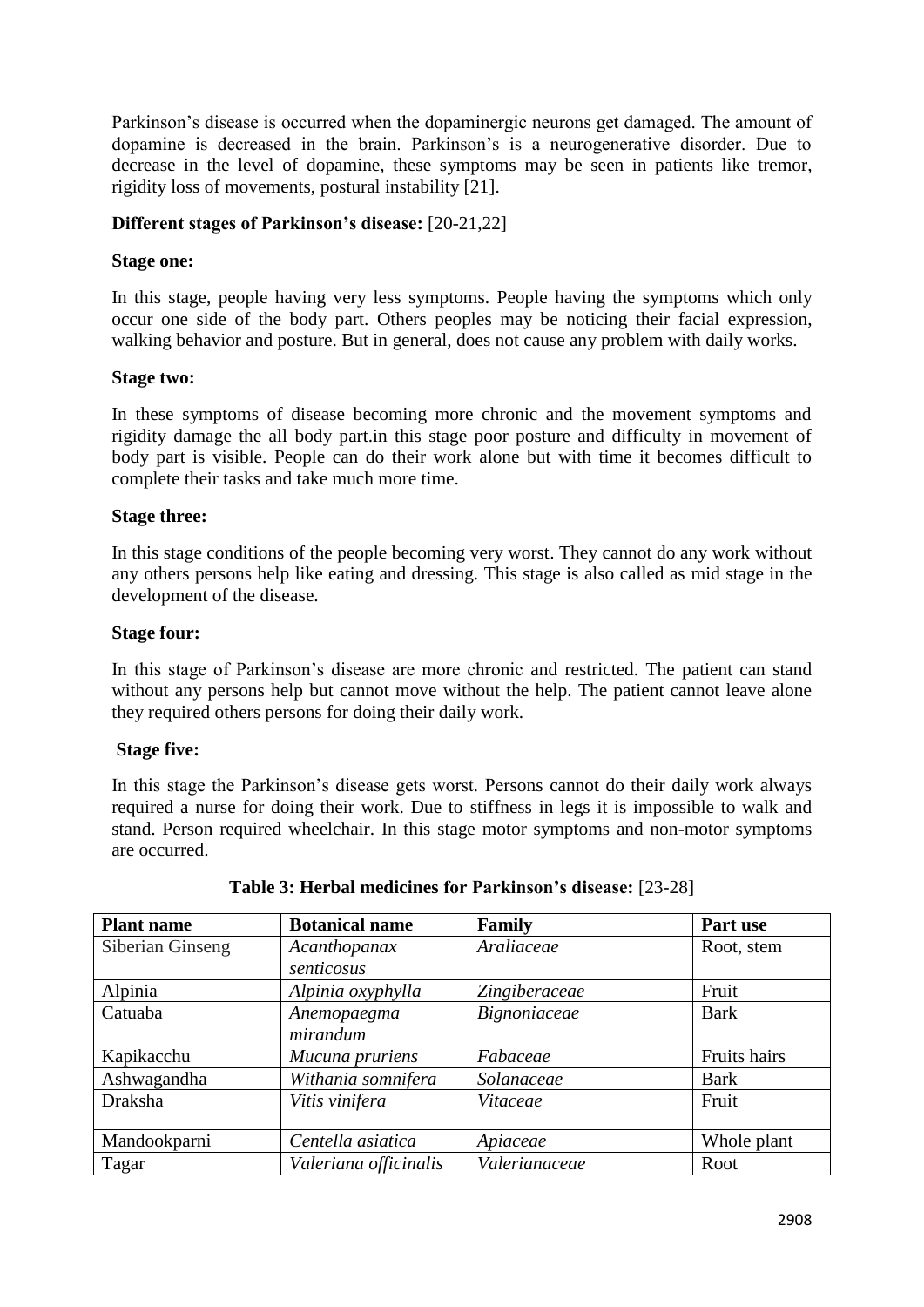Parkinson's disease is occurred when the dopaminergic neurons get damaged. The amount of dopamine is decreased in the brain. Parkinson's is a neurogenerative disorder. Due to decrease in the level of dopamine, these symptoms may be seen in patients like tremor, rigidity loss of movements, postural instability [21].

**Different stages of Parkinson's disease:** [20-21,22]

**Stage one:**

In this stage, people having very less symptoms. People having the symptoms which only occur one side of the body part. Others peoples may be noticing their facial expression, walking behavior and posture. But in general, does not cause any problem with daily works.

**Stage two:**

In these symptoms of disease becoming more chronic and the movement symptoms and rigidity damage the all body part.in this stage poor posture and difficulty in movement of body part is visible. People can do their work alone but with time it becomes difficult to complete their tasks and take much more time.

**Stage three:**

In this stage conditions of the people becoming very worst. They cannot do any work without any others persons help like eating and dressing. This stage is also called as mid stage in the development of the disease.

**Stage four:**

In this stage of Parkinson's disease are more chronic and restricted. The patient can stand without any persons help but cannot move without the help. The patient cannot leave alone they required others persons for doing their daily work.

**Stage five:**

In this stage the Parkinson's disease gets worst. Persons cannot do their daily work always required a nurse for doing their work. Due to stiffness in legs it is impossible to walk and stand. Person required wheelchair. In this stage motor symptoms and non-motor symptoms are occurred.

**Table 3: Herbal medicines for Parkinson's disease:** [23-28]

| Plant name | Botanical name | Family | Part use |
|---|---|---|---|
| Siberian Ginseng | *Acanthopanax senticosus* | *Araliaceae* | Root, stem |
| Alpinia | *Alpinia oxyphylla* | *Zingiberaceae* | Fruit |
| Catuaba | *Anemopaegma mirandum* | *Bignoniaceae* | Bark |
| Kapikacchu | *Mucuna pruriens* | *Fabaceae* | Fruits hairs |
| Ashwagandha | *Withania somnifera* | *Solanaceae* | Bark |
| Draksha | *Vitis vinifera* | *Vitaceae* | Fruit |
| Mandookparni | *Centella asiatica* | *Apiaceae* | Whole plant |
| Tagar | *Valeriana officinalis* | *Valerianaceae* | Root |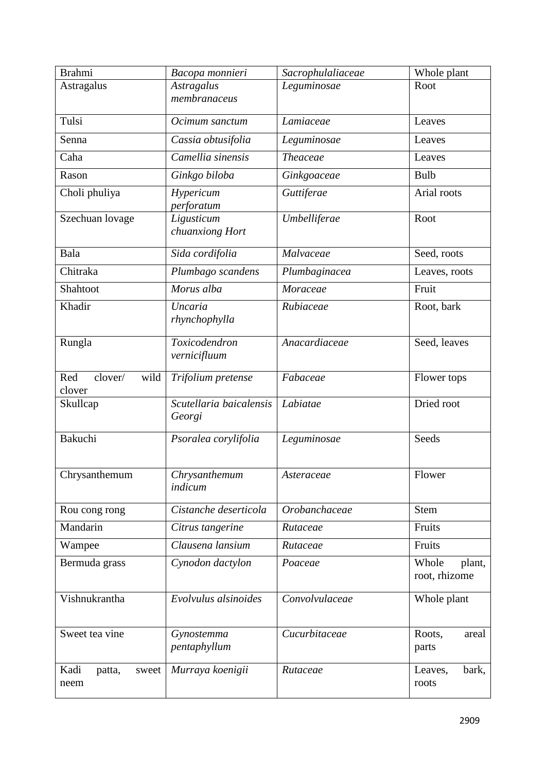| Brahmi | *Bacopa monnieri* | *Sacrophulaliaceae* | Whole plant |
|---|---|---|---|
| Astragalus | *Astragalus membranaceus* | *Leguminosae* | Root |
| Tulsi | *Ocimum sanctum* | *Lamiaceae* | Leaves |
| Senna | *Cassia obtusifolia* | *Leguminosae* | Leaves |
| Caha | *Camellia sinensis* | *Theaceae* | Leaves |
| Rason | *Ginkgo biloba* | *Ginkgoaceae* | Bulb |
| Choli phuliya | *Hypericum perforatum* | *Guttiferae* | Arial roots |
| Szechuan lovage | *Ligusticum chuanxiong Hort* | *Umbelliferae* | Root |
| Bala | *Sida cordifolia* | *Malvaceae* | Seed, roots |
| Chitraka | *Plumbago scandens* | *Plumbaginacea* | Leaves, roots |
| Shahtoot | *Morus alba* | *Moraceae* | Fruit |
| Khadir | *Uncaria rhynchophylla* | *Rubiaceae* | Root, bark |
| Rungla | *Toxicodendron vernicifluum* | *Anacardiaceae* | Seed, leaves |
| Red clover/ wild clover | *Trifolium pretense* | *Fabaceae* | Flower tops |
| Skullcap | *Scutellaria baicalensis Georgi* | *Labiatae* | Dried root |
| Bakuchi | *Psoralea corylifolia* | *Leguminosae* | Seeds |
| Chrysanthemum | *Chrysanthemum indicum* | *Asteraceae* | Flower |
| Rou cong rong | *Cistanche deserticola* | *Orobanchaceae* | Stem |
| Mandarin | *Citrus tangerine* | *Rutaceae* | Fruits |
| Wampee | *Clausena lansium* | *Rutaceae* | Fruits |
| Bermuda grass | *Cynodon dactylon* | *Poaceae* | Whole plant, root, rhizome |
| Vishnukrantha | *Evolvulus alsinoides* | *Convolvulaceae* | Whole plant |
| Sweet tea vine | *Gynostemma pentaphyllum* | *Cucurbitaceae* | Roots, areal parts |
| Kadi patta, sweet neem | *Murraya koenigii* | *Rutaceae* | Leaves, bark, roots |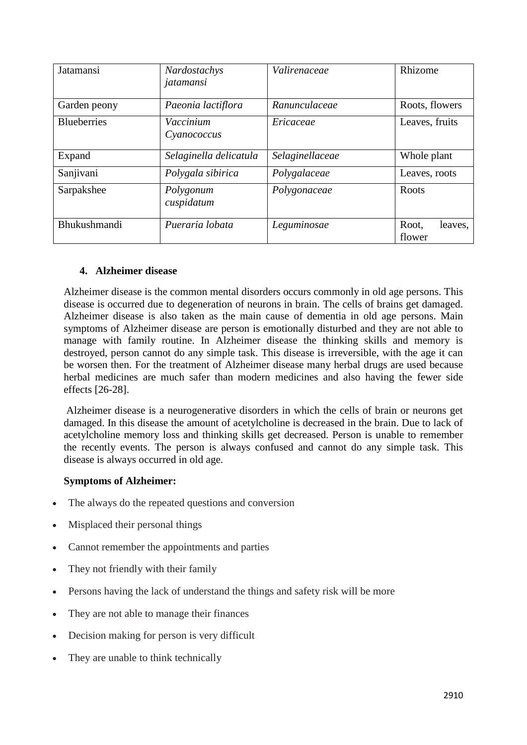| Jatamansi | *Nardostachys jatamansi* | *Valirenaceae* | Rhizome |
|---|---|---|---|
| Garden peony | *Paeonia lactiflora* | *Ranunculaceae* | Roots, flowers |
| Blueberries | *Vaccinium Cyanococcus* | *Ericaceae* | Leaves, fruits |
| Expand | *Selaginella delicatula* | *Selaginellaceae* | Whole plant |
| Sanjivani | *Polygala sibirica* | *Polygalaceae* | Leaves, roots |
| Sarpakshee | *Polygonum cuspidatum* | *Polygonaceae* | Roots |
| Bhukushmandi | *Pueraria lobata* | *Leguminosae* | Root, leaves, flower |

## 4. Alzheimer disease

Alzheimer disease is the common mental disorders occurs commonly in old age persons. This disease is occurred due to degeneration of neurons in brain. The cells of brains get damaged. Alzheimer disease is also taken as the main cause of dementia in old age persons. Main symptoms of Alzheimer disease are person is emotionally disturbed and they are not able to manage with family routine. In Alzheimer disease the thinking skills and memory is destroyed, person cannot do any simple task. This disease is irreversible, with the age it can be worsen then. For the treatment of Alzheimer disease many herbal drugs are used because herbal medicines are much safer than modern medicines and also having the fewer side effects [26-28].

Alzheimer disease is a neurogenerative disorders in which the cells of brain or neurons get damaged. In this disease the amount of acetylcholine is decreased in the brain. Due to lack of acetylcholine memory loss and thinking skills get decreased. Person is unable to remember the recently events. The person is always confused and cannot do any simple task. This disease is always occurred in old age.

**Symptoms of Alzheimer:**

- The always do the repeated questions and conversion
- Misplaced their personal things
- Cannot remember the appointments and parties
- They not friendly with their family
- Persons having the lack of understand the things and safety risk will be more
- They are not able to manage their finances
- Decision making for person is very difficult
- They are unable to think technically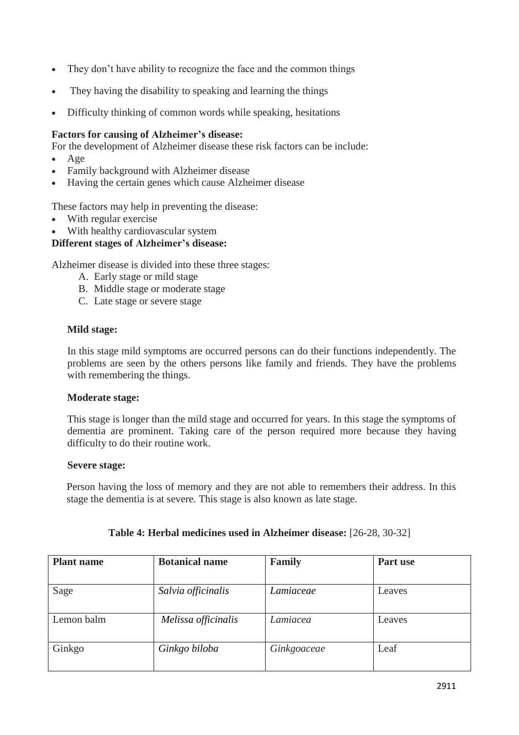- They don't have ability to recognize the face and the common things
- They having the disability to speaking and learning the things
- Difficulty thinking of common words while speaking, hesitations

**Factors for causing of Alzheimer's disease:**

For the development of Alzheimer disease these risk factors can be include:

- Age
- Family background with Alzheimer disease
- Having the certain genes which cause Alzheimer disease

These factors may help in preventing the disease:

- With regular exercise
- With healthy cardiovascular system

**Different stages of Alzheimer's disease:**

Alzheimer disease is divided into these three stages:

A. Early stage or mild stage
B. Middle stage or moderate stage
C. Late stage or severe stage

**Mild stage:**

In this stage mild symptoms are occurred persons can do their functions independently. The problems are seen by the others persons like family and friends. They have the problems with remembering the things.

**Moderate stage:**

This stage is longer than the mild stage and occurred for years. In this stage the symptoms of dementia are prominent. Taking care of the person required more because they having difficulty to do their routine work.

**Severe stage:**

Person having the loss of memory and they are not able to remembers their address. In this stage the dementia is at severe. This stage is also known as late stage.

**Table 4: Herbal medicines used in Alzheimer disease:** [26-28, 30-32]

| **Plant name** | **Botanical name** | **Family** | **Part use** |
|---|---|---|---|
| Sage | *Salvia officinalis* | *Lamiaceae* | Leaves |
| Lemon balm | *Melissa officinalis* | *Lamiacea* | Leaves |
| Ginkgo | *Ginkgo biloba* | *Ginkgoaceae* | Leaf |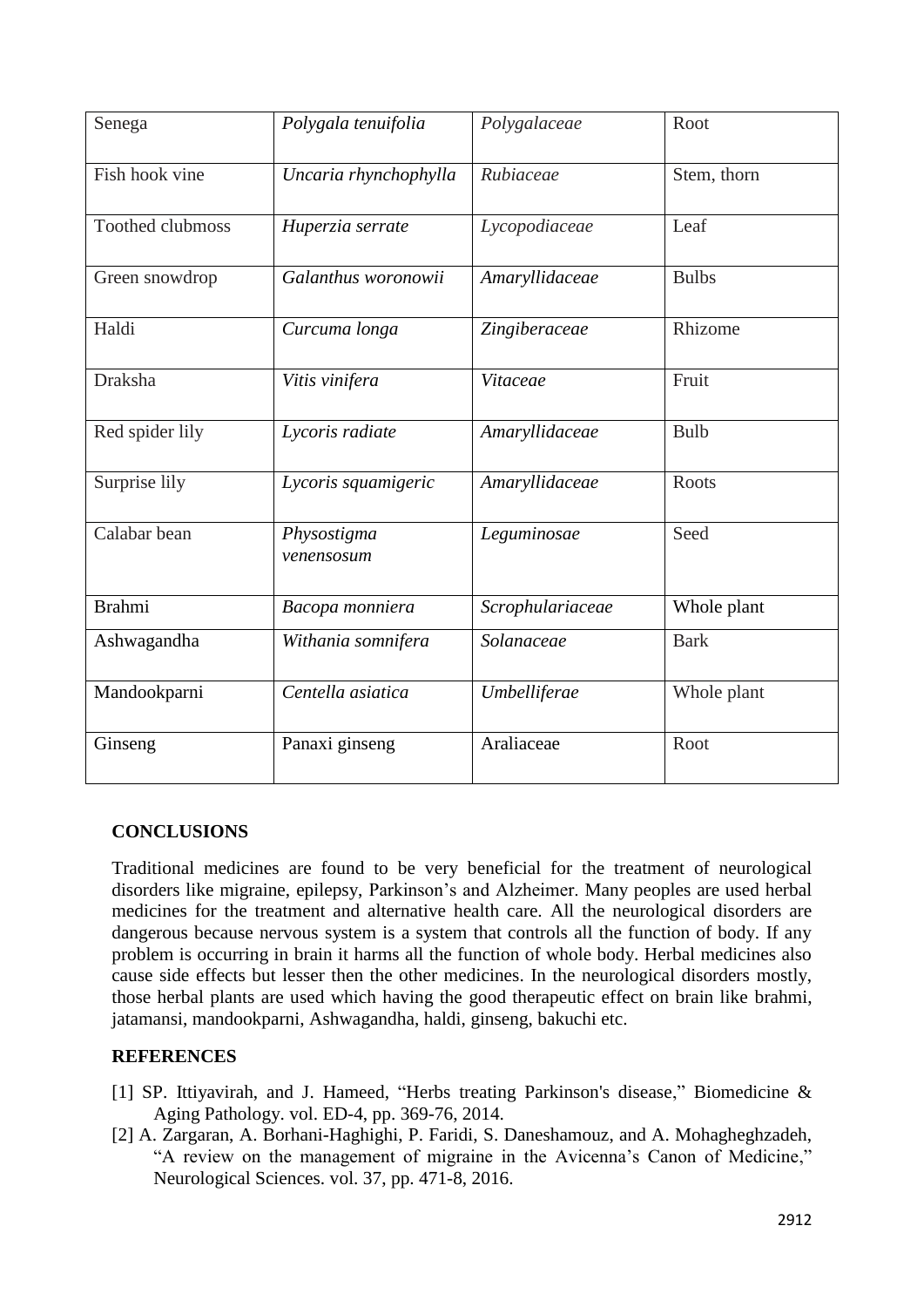| | | | |
|---|---|---|---|
| Senega | *Polygala tenuifolia* | *Polygalaceae* | Root |
| Fish hook vine | *Uncaria rhynchophylla* | *Rubiaceae* | Stem, thorn |
| Toothed clubmoss | *Huperzia serrate* | *Lycopodiaceae* | Leaf |
| Green snowdrop | *Galanthus woronowii* | *Amaryllidaceae* | Bulbs |
| Haldi | *Curcuma longa* | *Zingiberaceae* | Rhizome |
| Draksha | *Vitis vinifera* | *Vitaceae* | Fruit |
| Red spider lily | *Lycoris radiate* | *Amaryllidaceae* | Bulb |
| Surprise lily | *Lycoris squamigeric* | *Amaryllidaceae* | Roots |
| Calabar bean | *Physostigma venensosum* | *Leguminosae* | Seed |
| Brahmi | *Bacopa monniera* | *Scrophulariaceae* | Whole plant |
| Ashwagandha | *Withania somnifera* | *Solanaceae* | Bark |
| Mandookparni | *Centella asiatica* | *Umbelliferae* | Whole plant |
| Ginseng | Panaxi ginseng | Araliaceae | Root |

## CONCLUSIONS

Traditional medicines are found to be very beneficial for the treatment of neurological disorders like migraine, epilepsy, Parkinson's and Alzheimer. Many peoples are used herbal medicines for the treatment and alternative health care. All the neurological disorders are dangerous because nervous system is a system that controls all the function of body. If any problem is occurring in brain it harms all the function of whole body. Herbal medicines also cause side effects but lesser then the other medicines. In the neurological disorders mostly, those herbal plants are used which having the good therapeutic effect on brain like brahmi, jatamansi, mandookparni, Ashwagandha, haldi, ginseng, bakuchi etc.

## REFERENCES

[1] SP. Ittiyavirah, and J. Hameed, "Herbs treating Parkinson's disease," Biomedicine & Aging Pathology. vol. ED-4, pp. 369-76, 2014.

[2] A. Zargaran, A. Borhani-Haghighi, P. Faridi, S. Daneshamouz, and A. Mohagheghzadeh, "A review on the management of migraine in the Avicenna's Canon of Medicine," Neurological Sciences. vol. 37, pp. 471-8, 2016.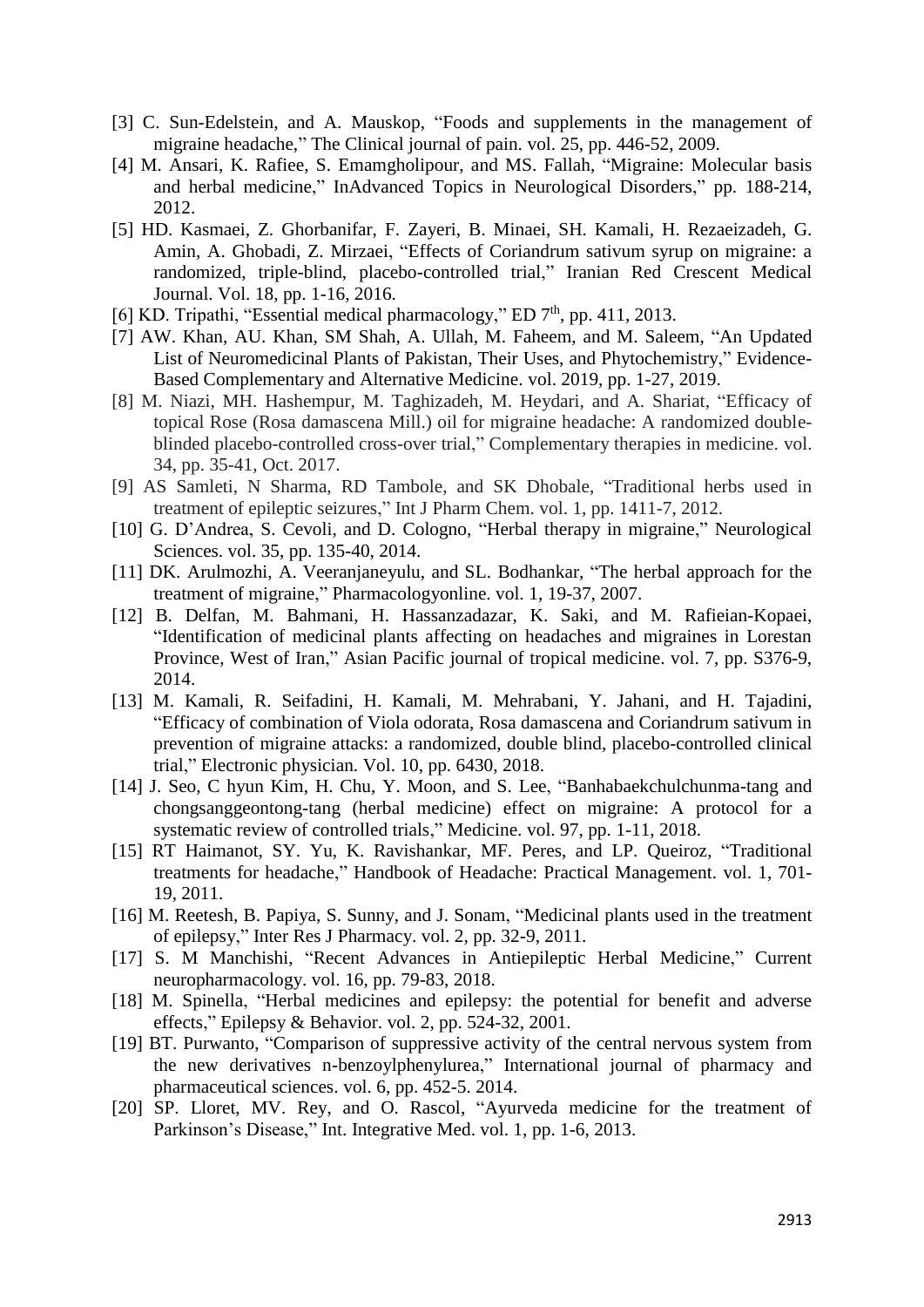[3] C. Sun-Edelstein, and A. Mauskop, "Foods and supplements in the management of migraine headache," The Clinical journal of pain. vol. 25, pp. 446-52, 2009.

[4] M. Ansari, K. Rafiee, S. Emamgholipour, and MS. Fallah, "Migraine: Molecular basis and herbal medicine," InAdvanced Topics in Neurological Disorders," pp. 188-214, 2012.

[5] HD. Kasmaei, Z. Ghorbanifar, F. Zayeri, B. Minaei, SH. Kamali, H. Rezaeizadeh, G. Amin, A. Ghobadi, Z. Mirzaei, "Effects of Coriandrum sativum syrup on migraine: a randomized, triple-blind, placebo-controlled trial," Iranian Red Crescent Medical Journal. Vol. 18, pp. 1-16, 2016.

[6] KD. Tripathi, "Essential medical pharmacology," ED 7th, pp. 411, 2013.

[7] AW. Khan, AU. Khan, SM Shah, A. Ullah, M. Faheem, and M. Saleem, "An Updated List of Neuromedicinal Plants of Pakistan, Their Uses, and Phytochemistry," Evidence-Based Complementary and Alternative Medicine. vol. 2019, pp. 1-27, 2019.

[8] M. Niazi, MH. Hashempur, M. Taghizadeh, M. Heydari, and A. Shariat, "Efficacy of topical Rose (Rosa damascena Mill.) oil for migraine headache: A randomized double-blinded placebo-controlled cross-over trial," Complementary therapies in medicine. vol. 34, pp. 35-41, Oct. 2017.

[9] AS Samleti, N Sharma, RD Tambole, and SK Dhobale, "Traditional herbs used in treatment of epileptic seizures," Int J Pharm Chem. vol. 1, pp. 1411-7, 2012.

[10] G. D'Andrea, S. Cevoli, and D. Cologno, "Herbal therapy in migraine," Neurological Sciences. vol. 35, pp. 135-40, 2014.

[11] DK. Arulmozhi, A. Veeranjaneyulu, and SL. Bodhankar, "The herbal approach for the treatment of migraine," Pharmacologyonline. vol. 1, 19-37, 2007.

[12] B. Delfan, M. Bahmani, H. Hassanzadazar, K. Saki, and M. Rafieian-Kopaei, "Identification of medicinal plants affecting on headaches and migraines in Lorestan Province, West of Iran," Asian Pacific journal of tropical medicine. vol. 7, pp. S376-9, 2014.

[13] M. Kamali, R. Seifadini, H. Kamali, M. Mehrabani, Y. Jahani, and H. Tajadini, "Efficacy of combination of Viola odorata, Rosa damascena and Coriandrum sativum in prevention of migraine attacks: a randomized, double blind, placebo-controlled clinical trial," Electronic physician. Vol. 10, pp. 6430, 2018.

[14] J. Seo, C hyun Kim, H. Chu, Y. Moon, and S. Lee, "Banhabaekchulchunma-tang and chongsanggeontong-tang (herbal medicine) effect on migraine: A protocol for a systematic review of controlled trials," Medicine. vol. 97, pp. 1-11, 2018.

[15] RT Haimanot, SY. Yu, K. Ravishankar, MF. Peres, and LP. Queiroz, "Traditional treatments for headache," Handbook of Headache: Practical Management. vol. 1, 701-19, 2011.

[16] M. Reetesh, B. Papiya, S. Sunny, and J. Sonam, "Medicinal plants used in the treatment of epilepsy," Inter Res J Pharmacy. vol. 2, pp. 32-9, 2011.

[17] S. M Manchishi, "Recent Advances in Antiepileptic Herbal Medicine," Current neuropharmacology. vol. 16, pp. 79-83, 2018.

[18] M. Spinella, "Herbal medicines and epilepsy: the potential for benefit and adverse effects," Epilepsy & Behavior. vol. 2, pp. 524-32, 2001.

[19] BT. Purwanto, "Comparison of suppressive activity of the central nervous system from the new derivatives n-benzoylphenylurea," International journal of pharmacy and pharmaceutical sciences. vol. 6, pp. 452-5. 2014.

[20] SP. Lloret, MV. Rey, and O. Rascol, "Ayurveda medicine for the treatment of Parkinson's Disease," Int. Integrative Med. vol. 1, pp. 1-6, 2013.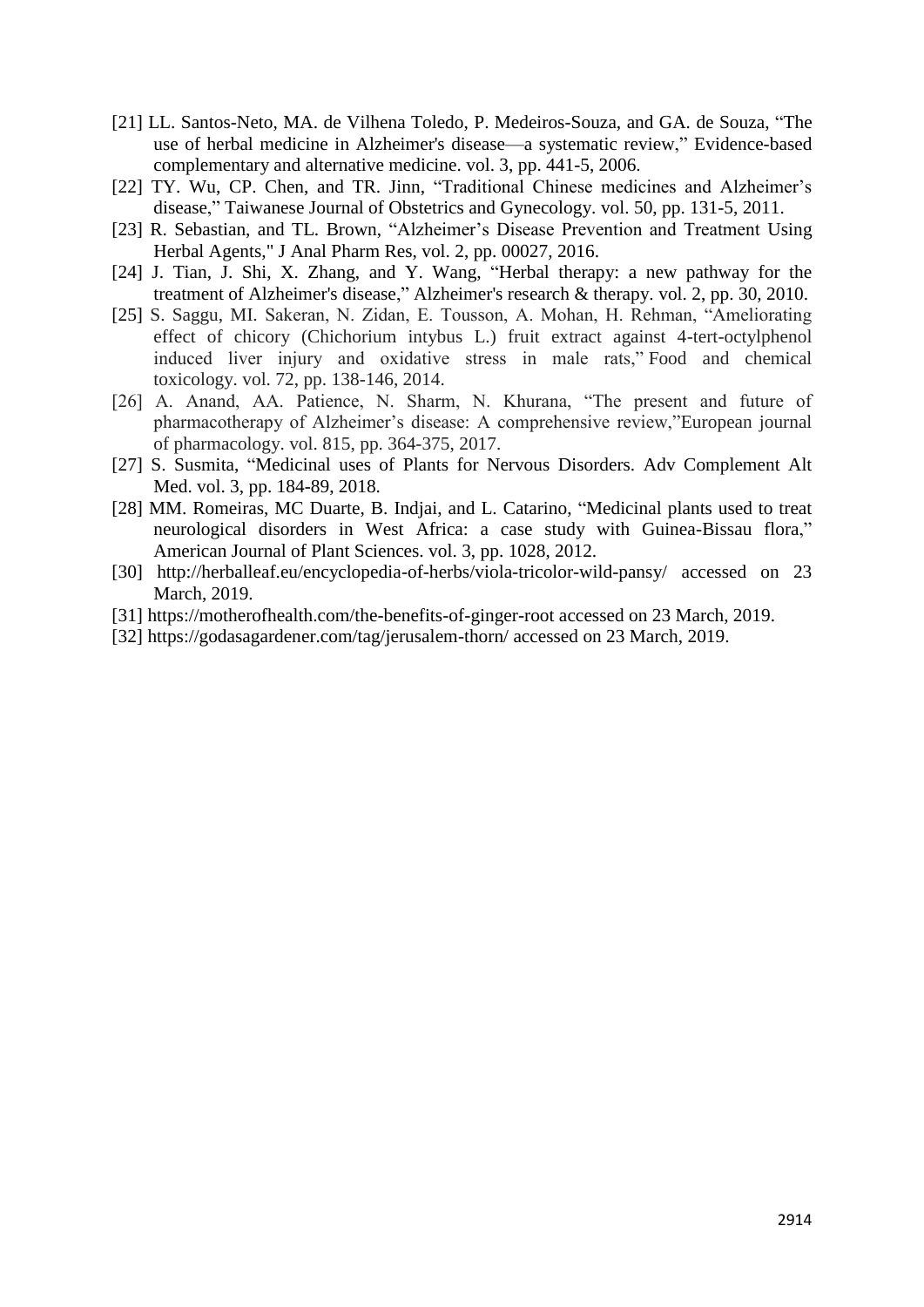[21] LL. Santos-Neto, MA. de Vilhena Toledo, P. Medeiros-Souza, and GA. de Souza, "The use of herbal medicine in Alzheimer's disease—a systematic review," Evidence-based complementary and alternative medicine. vol. 3, pp. 441-5, 2006.

[22] TY. Wu, CP. Chen, and TR. Jinn, "Traditional Chinese medicines and Alzheimer's disease," Taiwanese Journal of Obstetrics and Gynecology. vol. 50, pp. 131-5, 2011.

[23] R. Sebastian, and TL. Brown, "Alzheimer's Disease Prevention and Treatment Using Herbal Agents," J Anal Pharm Res, vol. 2, pp. 00027, 2016.

[24] J. Tian, J. Shi, X. Zhang, and Y. Wang, "Herbal therapy: a new pathway for the treatment of Alzheimer's disease," Alzheimer's research & therapy. vol. 2, pp. 30, 2010.

[25] S. Saggu, MI. Sakeran, N. Zidan, E. Tousson, A. Mohan, H. Rehman, "Ameliorating effect of chicory (Chichorium intybus L.) fruit extract against 4-tert-octylphenol induced liver injury and oxidative stress in male rats," Food and chemical toxicology. vol. 72, pp. 138-146, 2014.

[26] A. Anand, AA. Patience, N. Sharm, N. Khurana, "The present and future of pharmacotherapy of Alzheimer's disease: A comprehensive review,"European journal of pharmacology. vol. 815, pp. 364-375, 2017.

[27] S. Susmita, "Medicinal uses of Plants for Nervous Disorders. Adv Complement Alt Med. vol. 3, pp. 184-89, 2018.

[28] MM. Romeiras, MC Duarte, B. Indjai, and L. Catarino, "Medicinal plants used to treat neurological disorders in West Africa: a case study with Guinea-Bissau flora," American Journal of Plant Sciences. vol. 3, pp. 1028, 2012.

[30] http://herballeaf.eu/encyclopedia-of-herbs/viola-tricolor-wild-pansy/ accessed on 23 March, 2019.

[31] https://motherofhealth.com/the-benefits-of-ginger-root accessed on 23 March, 2019.

[32] https://godasagardener.com/tag/jerusalem-thorn/ accessed on 23 March, 2019.